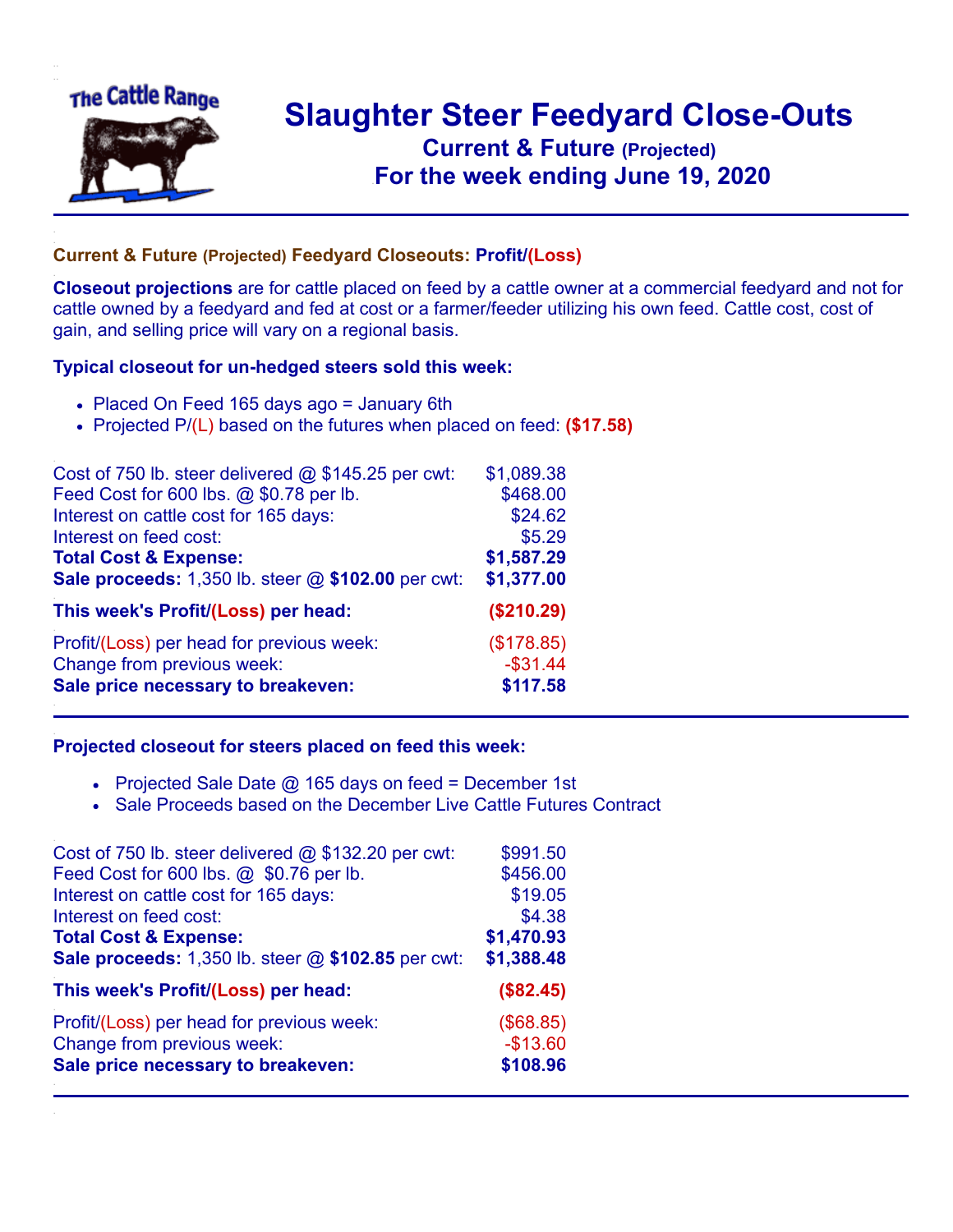# Slaughter Steer Feedyard Close-Outs

## Current & Future (Projected)

## For the week ending June 19, 2020

### Current & Future (Projected) Feedyard Closeouts: Profit/(Loss)

**Closeout projections** are for cattle placed on feed by a cattle owner at a commercial feedyard and not for cattle owned by a feedyard and fed at cost or a farmer/feeder utilizing his own feed. Cattle cost, cost of gain, and selling price will vary on a regional basis.

### Typical closeout for un-hedged steers sold this week:

- Placed On Feed 165 days ago = January 6th
- Projected P/(L) based on the futures when placed on feed: **($17.58)**

| | |
|---|---|
| Cost of 750 lb. steer delivered @ $145.25 per cwt: | $1,089.38 |
| Feed Cost for 600 lbs. @ $0.78 per lb. | $468.00 |
| Interest on cattle cost for 165 days: | $24.62 |
| Interest on feed cost: | $5.29 |
| **Total Cost & Expense:** | **$1,587.29** |
| **Sale proceeds:** 1,350 lb. steer @ **$102.00** per cwt: | **$1,377.00** |
| **This week's Profit/(Loss) per head:** | **($210.29)** |
| Profit/(Loss) per head for previous week: | ($178.85) |
| Change from previous week: | -$31.44 |
| **Sale price necessary to breakeven:** | **$117.58** |

### Projected closeout for steers placed on feed this week:

- Projected Sale Date @ 165 days on feed = December 1st
- Sale Proceeds based on the December Live Cattle Futures Contract

| | |
|---|---|
| Cost of 750 lb. steer delivered @ $132.20 per cwt: | $991.50 |
| Feed Cost for 600 lbs. @ $0.76 per lb. | $456.00 |
| Interest on cattle cost for 165 days: | $19.05 |
| Interest on feed cost: | $4.38 |
| **Total Cost & Expense:** | **$1,470.93** |
| **Sale proceeds:** 1,350 lb. steer @ **$102.85** per cwt: | **$1,388.48** |
| **This week's Profit/(Loss) per head:** | **($82.45)** |
| Profit/(Loss) per head for previous week: | ($68.85) |
| Change from previous week: | -$13.60 |
| **Sale price necessary to breakeven:** | **$108.96** |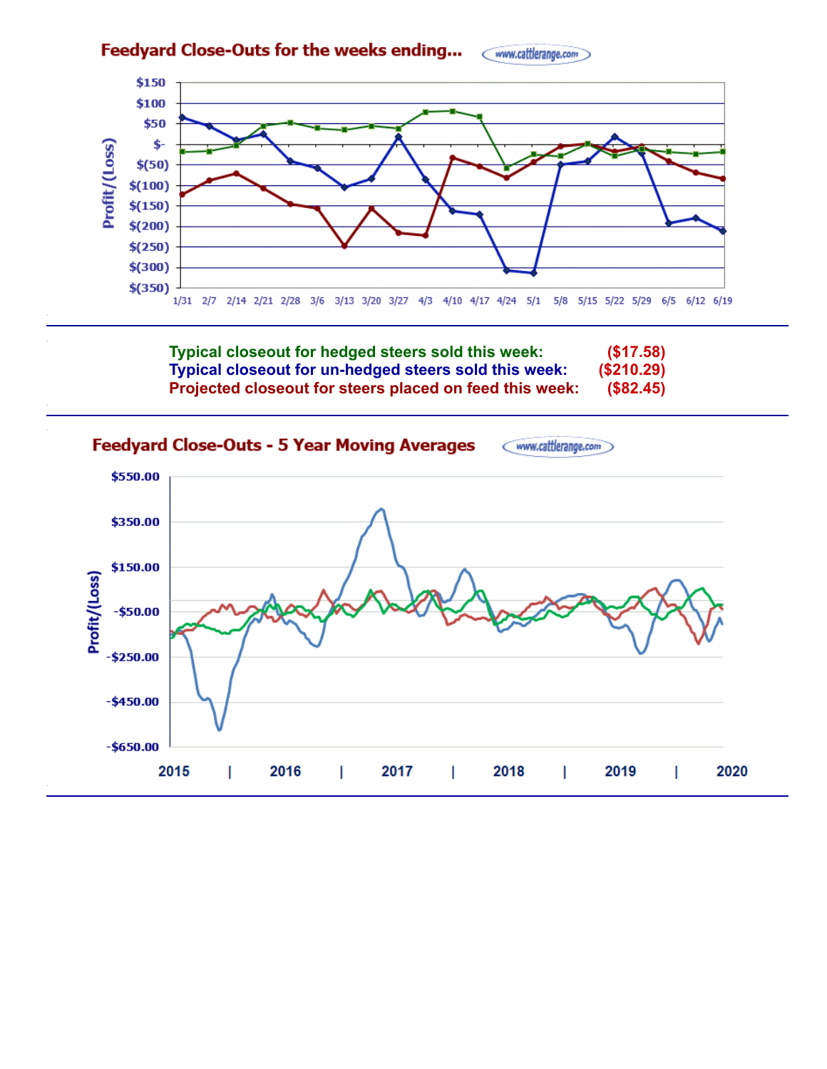## Feedyard Close-Outs for the weeks ending...

www.cattlerange.com

$150
$100
$50
$-
$(50)
$(100)
$(150)
$(200)
$(250)
$(300)
$(350)

Profit/(Loss)

1/31 2/7 2/14 2/21 2/28 3/6 3/13 3/20 3/27 4/3 4/10 4/17 4/24 5/1 5/8 5/15 5/22 5/29 6/5 6/12 6/19

---

| | |
|---|---|
| **Typical closeout for hedged steers sold this week:** | **($17.58)** |
| **Typical closeout for un-hedged steers sold this week:** | **($210.29)** |
| **Projected closeout for steers placed on feed this week:** | **($82.45)** |

---

## Feedyard Close-Outs - 5 Year Moving Averages

www.cattlerange.com

$550.00
$350.00
$150.00
-$50.00
-$250.00
-$450.00
-$650.00

Profit/(Loss)

2015 | 2016 | 2017 | 2018 | 2019 | 2020